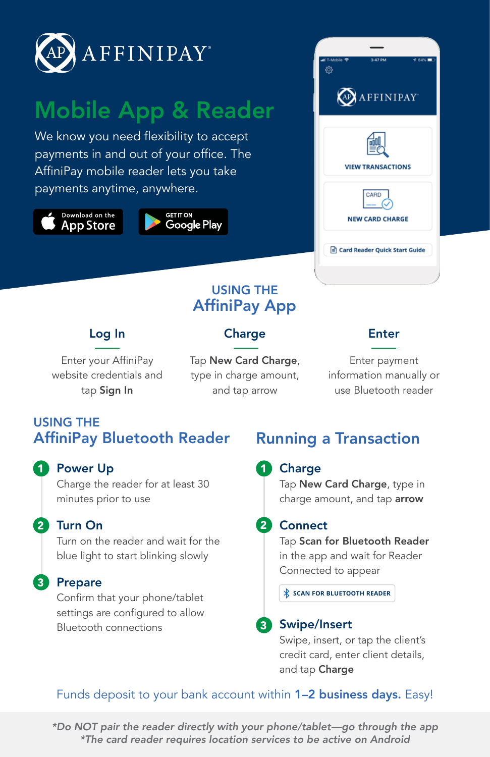# AFFINIPAY

## Mobile App & Reader

We know you need flexibility to accept payments in and out of your office. The AffiniPay mobile reader lets you take payments anytime, anywhere.

Download on the App Store

GET IT ON Google Play

AFFINIPAY

VIEW TRANSACTIONS

NEW CARD CHARGE

Card Reader Quick Start Guide

## USING THE AffiniPay App

### Log In

Enter your AffiniPay website credentials and tap **Sign In**

### Charge

Tap **New Card Charge**, type in charge amount, and tap arrow

### Enter

Enter payment information manually or use Bluetooth reader

## USING THE AffiniPay Bluetooth Reader

1. **Power Up**
   Charge the reader for at least 30 minutes prior to use
2. **Turn On**
   Turn on the reader and wait for the blue light to start blinking slowly
3. **Prepare**
   Confirm that your phone/tablet settings are configured to allow Bluetooth connections

## Running a Transaction

1. **Charge**
   Tap **New Card Charge**, type in charge amount, and tap **arrow**
2. **Connect**
   Tap **Scan for Bluetooth Reader** in the app and wait for Reader Connected to appear

   SCAN FOR BLUETOOTH READER
3. **Swipe/Insert**
   Swipe, insert, or tap the client's credit card, enter client details, and tap **Charge**

Funds deposit to your bank account within **1–2 business days.** Easy!

*\*Do NOT pair the reader directly with your phone/tablet—go through the app*
*\*The card reader requires location services to be active on Android*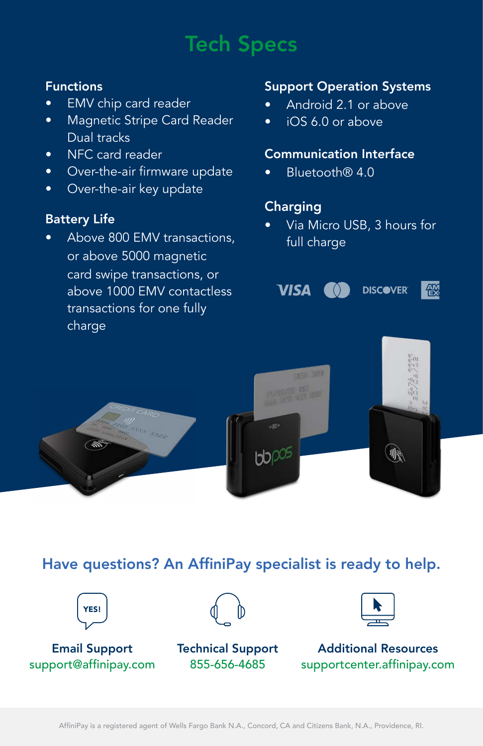# Tech Specs

## Functions

- EMV chip card reader
- Magnetic Stripe Card Reader Dual tracks
- NFC card reader
- Over-the-air firmware update
- Over-the-air key update

## Battery Life

- Above 800 EMV transactions, or above 5000 magnetic card swipe transactions, or above 1000 EMV contactless transactions for one fully charge

## Support Operation Systems

- Android 2.1 or above
- iOS 6.0 or above

## Communication Interface

- Bluetooth® 4.0

## Charging

- Via Micro USB, 3 hours for full charge

## Have questions? An AffiniPay specialist is ready to help.

**Email Support**
support@affinipay.com

**Technical Support**
855-656-4685

**Additional Resources**
supportcenter.affinipay.com

AffiniPay is a registered agent of Wells Fargo Bank N.A., Concord, CA and Citizens Bank, N.A., Providence, RI.